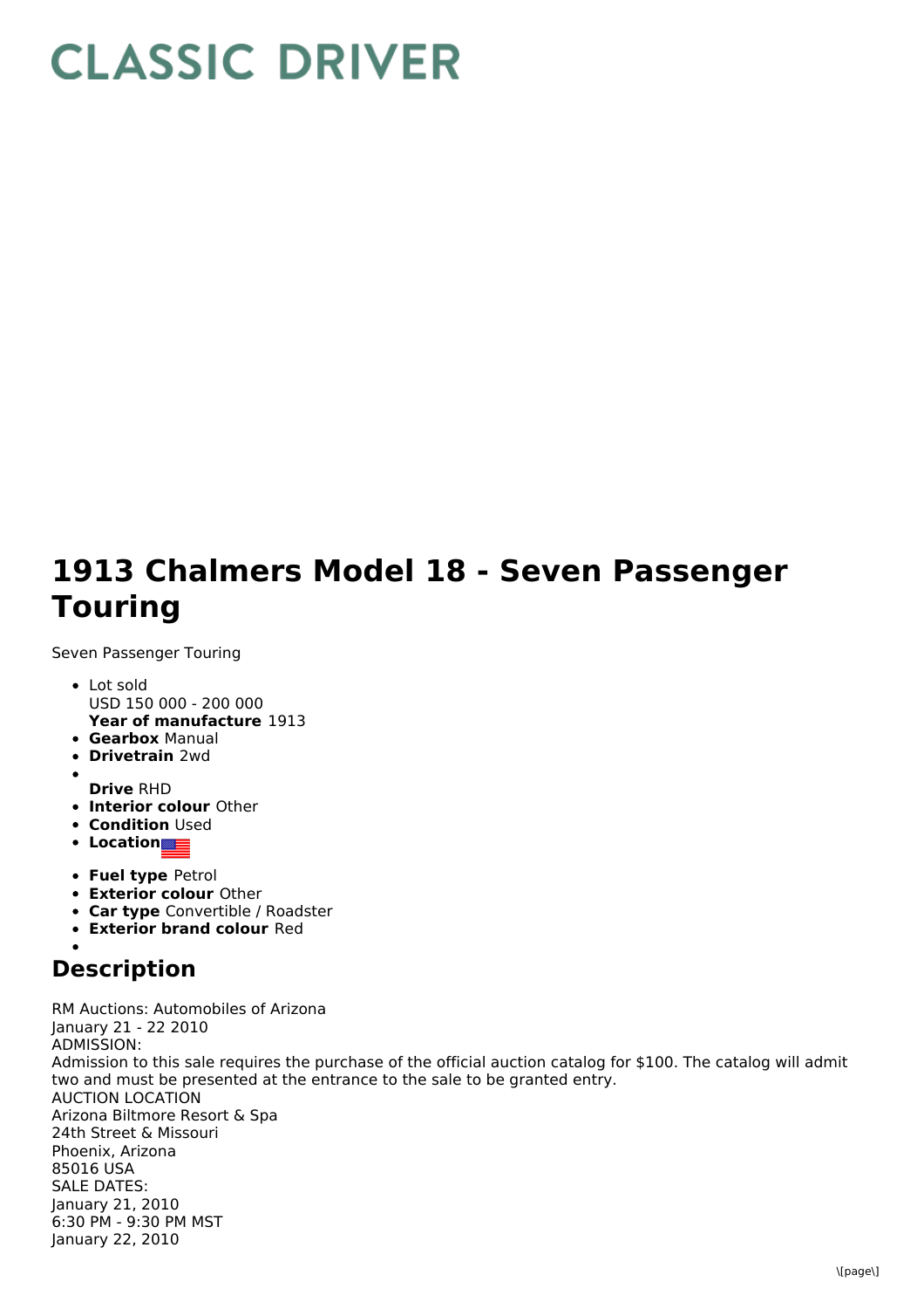# CLASSIC DRIVER

# 1913 Chalmers Model 18 - Seven Passenger Touring

Seven Passenger Touring

- Lot sold
  USD 150 000 - 200 000
  **Year of manufacture** 1913
- **Gearbox** Manual
- **Drivetrain** 2wd
- 
  **Drive** RHD
- **Interior colour** Other
- **Condition** Used
- **Location**
- **Fuel type** Petrol
- **Exterior colour** Other
- **Car type** Convertible / Roadster
- **Exterior brand colour** Red
- 

## Description

RM Auctions: Automobiles of Arizona
January 21 - 22 2010
ADMISSION:
Admission to this sale requires the purchase of the official auction catalog for $100. The catalog will admit two and must be presented at the entrance to the sale to be granted entry.
AUCTION LOCATION
Arizona Biltmore Resort & Spa
24th Street & Missouri
Phoenix, Arizona
85016 USA
SALE DATES:
January 21, 2010
6:30 PM - 9:30 PM MST
January 22, 2010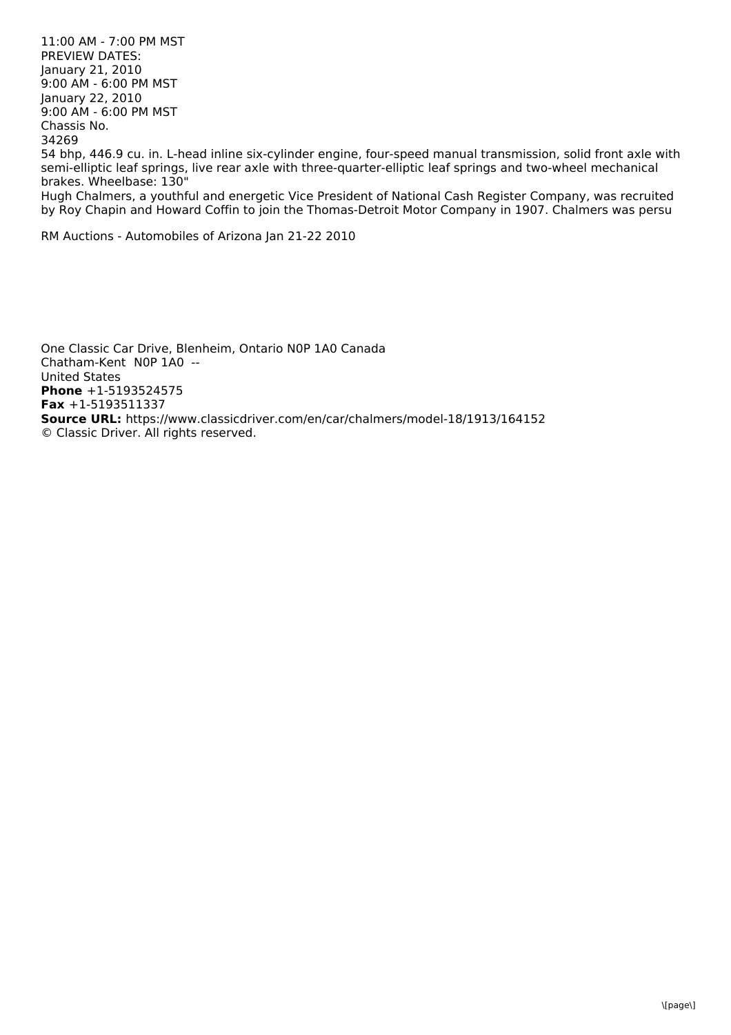11:00 AM - 7:00 PM MST
PREVIEW DATES:
January 21, 2010
9:00 AM - 6:00 PM MST
January 22, 2010
9:00 AM - 6:00 PM MST
Chassis No.
34269
54 bhp, 446.9 cu. in. L-head inline six-cylinder engine, four-speed manual transmission, solid front axle with semi-elliptic leaf springs, live rear axle with three-quarter-elliptic leaf springs and two-wheel mechanical brakes. Wheelbase: 130"
Hugh Chalmers, a youthful and energetic Vice President of National Cash Register Company, was recruited by Roy Chapin and Howard Coffin to join the Thomas-Detroit Motor Company in 1907. Chalmers was persu

RM Auctions - Automobiles of Arizona Jan 21-22 2010

One Classic Car Drive, Blenheim, Ontario N0P 1A0 Canada
Chatham-Kent  N0P 1A0  --
United States
**Phone** +1-5193524575
**Fax** +1-5193511337
**Source URL:** https://www.classicdriver.com/en/car/chalmers/model-18/1913/164152
© Classic Driver. All rights reserved.